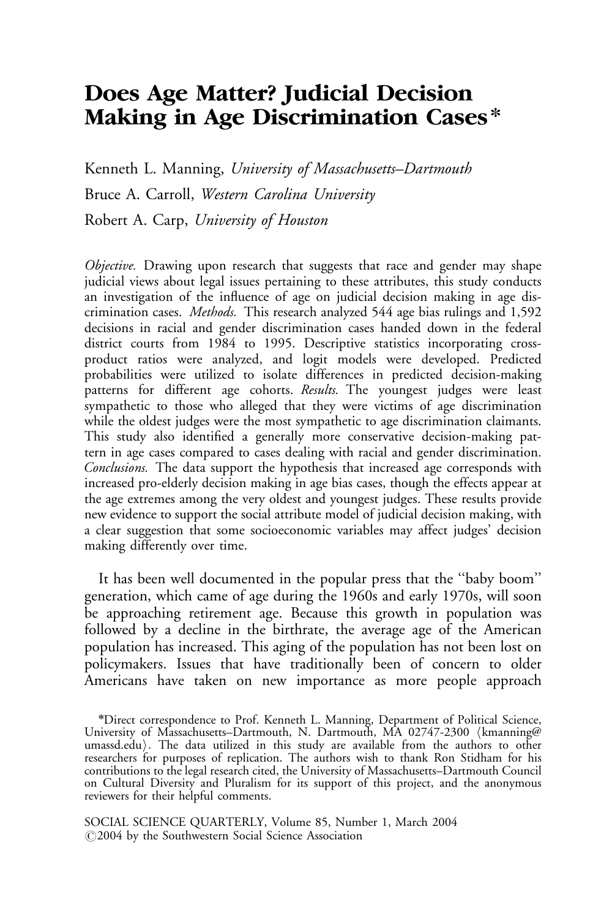# Does Age Matter? Judicial Decision Making in Age Discrimination Cases*

Kenneth L. Manning, *University of Massachusetts–Dartmouth*

Bruce A. Carroll, *Western Carolina University*

Robert A. Carp, *University of Houston*

*Objective.* Drawing upon research that suggests that race and gender may shape judicial views about legal issues pertaining to these attributes, this study conducts an investigation of the influence of age on judicial decision making in age discrimination cases. *Methods.* This research analyzed 544 age bias rulings and 1,592 decisions in racial and gender discrimination cases handed down in the federal district courts from 1984 to 1995. Descriptive statistics incorporating cross-product ratios were analyzed, and logit models were developed. Predicted probabilities were utilized to isolate differences in predicted decision-making patterns for different age cohorts. *Results.* The youngest judges were least sympathetic to those who alleged that they were victims of age discrimination while the oldest judges were the most sympathetic to age discrimination claimants. This study also identified a generally more conservative decision-making pattern in age cases compared to cases dealing with racial and gender discrimination. *Conclusions.* The data support the hypothesis that increased age corresponds with increased pro-elderly decision making in age bias cases, though the effects appear at the age extremes among the very oldest and youngest judges. These results provide new evidence to support the social attribute model of judicial decision making, with a clear suggestion that some socioeconomic variables may affect judges' decision making differently over time.

It has been well documented in the popular press that the "baby boom" generation, which came of age during the 1960s and early 1970s, will soon be approaching retirement age. Because this growth in population was followed by a decline in the birthrate, the average age of the American population has increased. This aging of the population has not been lost on policymakers. Issues that have traditionally been of concern to older Americans have taken on new importance as more people approach

*Direct correspondence to Prof. Kenneth L. Manning, Department of Political Science, University of Massachusetts–Dartmouth, N. Dartmouth, MA 02747-2300 ⟨kmanning@umassd.edu⟩. The data utilized in this study are available from the authors to other researchers for purposes of replication. The authors wish to thank Ron Stidham for his contributions to the legal research cited, the University of Massachusetts–Dartmouth Council on Cultural Diversity and Pluralism for its support of this project, and the anonymous reviewers for their helpful comments.

SOCIAL SCIENCE QUARTERLY, Volume 85, Number 1, March 2004
©2004 by the Southwestern Social Science Association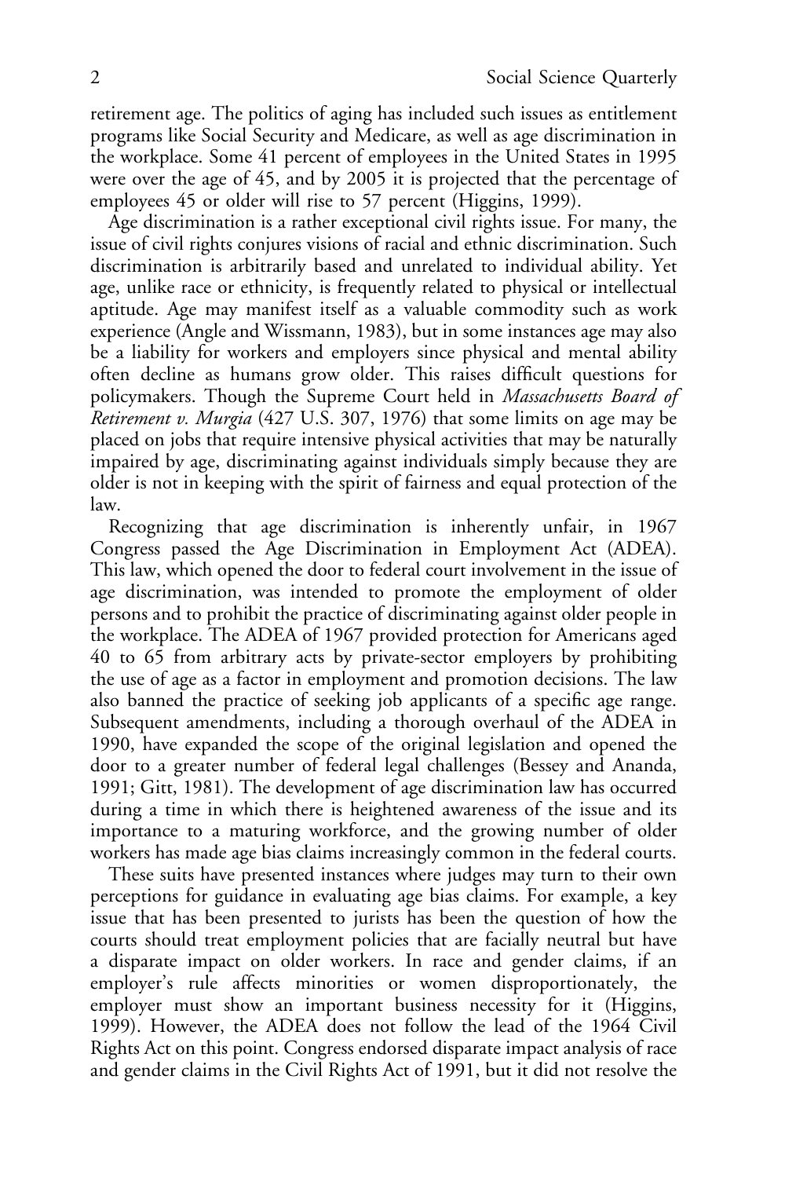retirement age. The politics of aging has included such issues as entitlement programs like Social Security and Medicare, as well as age discrimination in the workplace. Some 41 percent of employees in the United States in 1995 were over the age of 45, and by 2005 it is projected that the percentage of employees 45 or older will rise to 57 percent (Higgins, 1999).

Age discrimination is a rather exceptional civil rights issue. For many, the issue of civil rights conjures visions of racial and ethnic discrimination. Such discrimination is arbitrarily based and unrelated to individual ability. Yet age, unlike race or ethnicity, is frequently related to physical or intellectual aptitude. Age may manifest itself as a valuable commodity such as work experience (Angle and Wissmann, 1983), but in some instances age may also be a liability for workers and employers since physical and mental ability often decline as humans grow older. This raises difficult questions for policymakers. Though the Supreme Court held in *Massachusetts Board of Retirement v. Murgia* (427 U.S. 307, 1976) that some limits on age may be placed on jobs that require intensive physical activities that may be naturally impaired by age, discriminating against individuals simply because they are older is not in keeping with the spirit of fairness and equal protection of the law.

Recognizing that age discrimination is inherently unfair, in 1967 Congress passed the Age Discrimination in Employment Act (ADEA). This law, which opened the door to federal court involvement in the issue of age discrimination, was intended to promote the employment of older persons and to prohibit the practice of discriminating against older people in the workplace. The ADEA of 1967 provided protection for Americans aged 40 to 65 from arbitrary acts by private-sector employers by prohibiting the use of age as a factor in employment and promotion decisions. The law also banned the practice of seeking job applicants of a specific age range. Subsequent amendments, including a thorough overhaul of the ADEA in 1990, have expanded the scope of the original legislation and opened the door to a greater number of federal legal challenges (Bessey and Ananda, 1991; Gitt, 1981). The development of age discrimination law has occurred during a time in which there is heightened awareness of the issue and its importance to a maturing workforce, and the growing number of older workers has made age bias claims increasingly common in the federal courts.

These suits have presented instances where judges may turn to their own perceptions for guidance in evaluating age bias claims. For example, a key issue that has been presented to jurists has been the question of how the courts should treat employment policies that are facially neutral but have a disparate impact on older workers. In race and gender claims, if an employer's rule affects minorities or women disproportionately, the employer must show an important business necessity for it (Higgins, 1999). However, the ADEA does not follow the lead of the 1964 Civil Rights Act on this point. Congress endorsed disparate impact analysis of race and gender claims in the Civil Rights Act of 1991, but it did not resolve the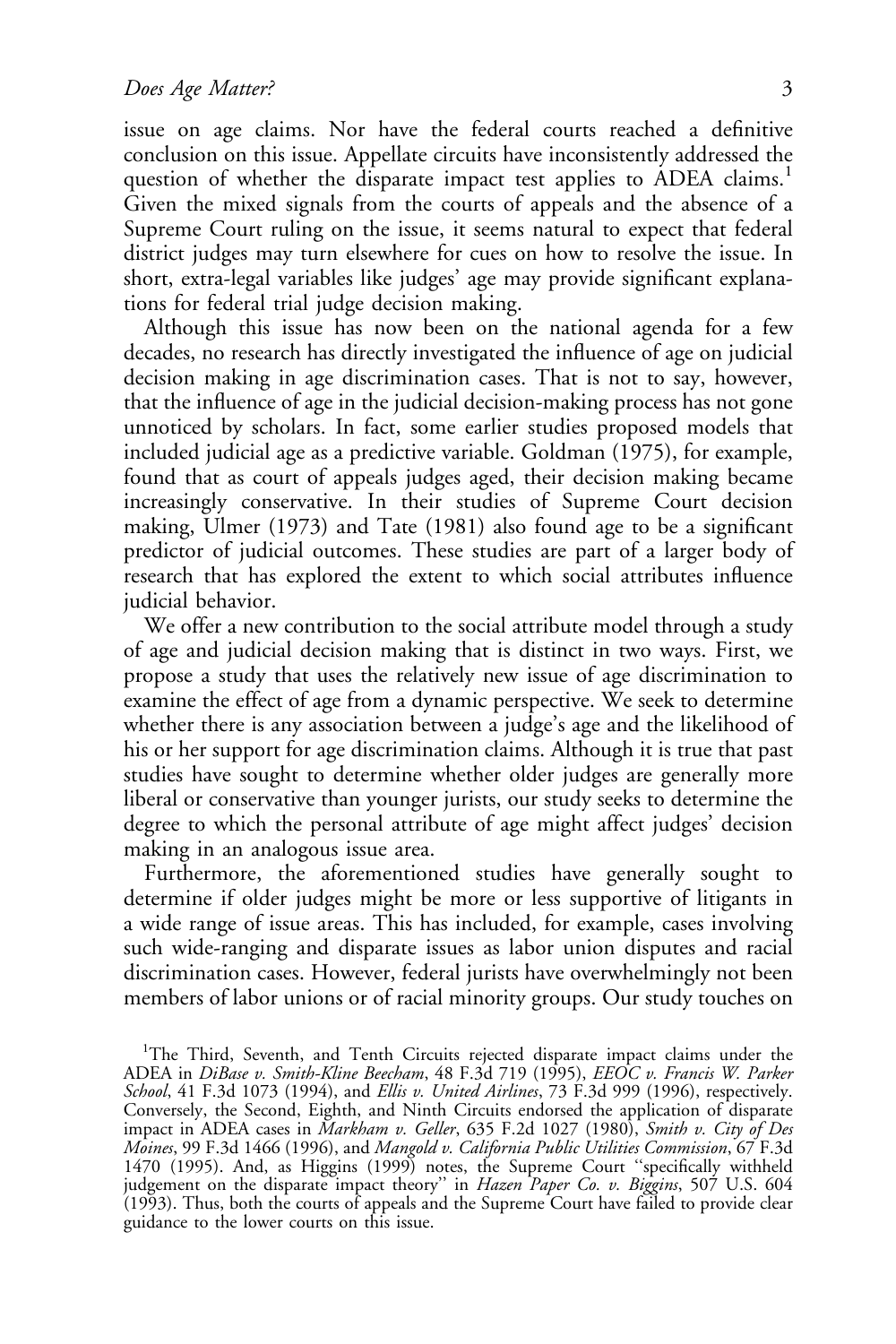issue on age claims. Nor have the federal courts reached a definitive conclusion on this issue. Appellate circuits have inconsistently addressed the question of whether the disparate impact test applies to ADEA claims.[1] Given the mixed signals from the courts of appeals and the absence of a Supreme Court ruling on the issue, it seems natural to expect that federal district judges may turn elsewhere for cues on how to resolve the issue. In short, extra-legal variables like judges' age may provide significant explanations for federal trial judge decision making.

Although this issue has now been on the national agenda for a few decades, no research has directly investigated the influence of age on judicial decision making in age discrimination cases. That is not to say, however, that the influence of age in the judicial decision-making process has not gone unnoticed by scholars. In fact, some earlier studies proposed models that included judicial age as a predictive variable. Goldman (1975), for example, found that as court of appeals judges aged, their decision making became increasingly conservative. In their studies of Supreme Court decision making, Ulmer (1973) and Tate (1981) also found age to be a significant predictor of judicial outcomes. These studies are part of a larger body of research that has explored the extent to which social attributes influence judicial behavior.

We offer a new contribution to the social attribute model through a study of age and judicial decision making that is distinct in two ways. First, we propose a study that uses the relatively new issue of age discrimination to examine the effect of age from a dynamic perspective. We seek to determine whether there is any association between a judge's age and the likelihood of his or her support for age discrimination claims. Although it is true that past studies have sought to determine whether older judges are generally more liberal or conservative than younger jurists, our study seeks to determine the degree to which the personal attribute of age might affect judges' decision making in an analogous issue area.

Furthermore, the aforementioned studies have generally sought to determine if older judges might be more or less supportive of litigants in a wide range of issue areas. This has included, for example, cases involving such wide-ranging and disparate issues as labor union disputes and racial discrimination cases. However, federal jurists have overwhelmingly not been members of labor unions or of racial minority groups. Our study touches on

[1]The Third, Seventh, and Tenth Circuits rejected disparate impact claims under the ADEA in *DiBase v. Smith-Kline Beecham*, 48 F.3d 719 (1995), *EEOC v. Francis W. Parker School*, 41 F.3d 1073 (1994), and *Ellis v. United Airlines*, 73 F.3d 999 (1996), respectively. Conversely, the Second, Eighth, and Ninth Circuits endorsed the application of disparate impact in ADEA cases in *Markham v. Geller*, 635 F.2d 1027 (1980), *Smith v. City of Des Moines*, 99 F.3d 1466 (1996), and *Mangold v. California Public Utilities Commission*, 67 F.3d 1470 (1995). And, as Higgins (1999) notes, the Supreme Court ''specifically withheld judgement on the disparate impact theory'' in *Hazen Paper Co. v. Biggins*, 507 U.S. 604 (1993). Thus, both the courts of appeals and the Supreme Court have failed to provide clear guidance to the lower courts on this issue.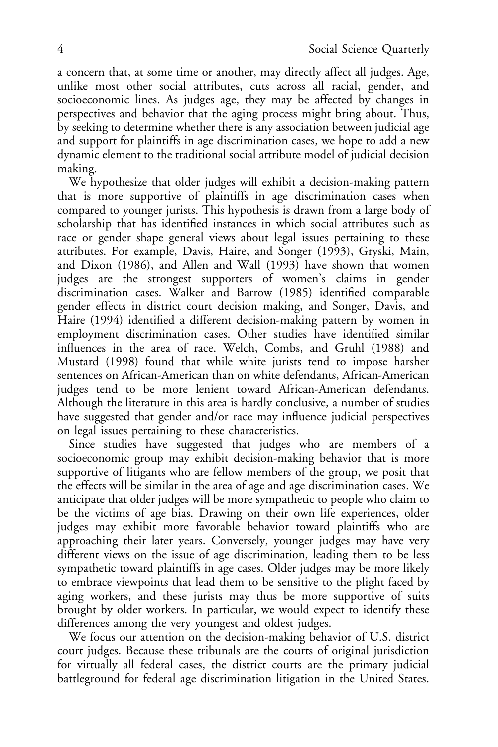a concern that, at some time or another, may directly affect all judges. Age, unlike most other social attributes, cuts across all racial, gender, and socioeconomic lines. As judges age, they may be affected by changes in perspectives and behavior that the aging process might bring about. Thus, by seeking to determine whether there is any association between judicial age and support for plaintiffs in age discrimination cases, we hope to add a new dynamic element to the traditional social attribute model of judicial decision making.

We hypothesize that older judges will exhibit a decision-making pattern that is more supportive of plaintiffs in age discrimination cases when compared to younger jurists. This hypothesis is drawn from a large body of scholarship that has identified instances in which social attributes such as race or gender shape general views about legal issues pertaining to these attributes. For example, Davis, Haire, and Songer (1993), Gryski, Main, and Dixon (1986), and Allen and Wall (1993) have shown that women judges are the strongest supporters of women's claims in gender discrimination cases. Walker and Barrow (1985) identified comparable gender effects in district court decision making, and Songer, Davis, and Haire (1994) identified a different decision-making pattern by women in employment discrimination cases. Other studies have identified similar influences in the area of race. Welch, Combs, and Gruhl (1988) and Mustard (1998) found that while white jurists tend to impose harsher sentences on African-American than on white defendants, African-American judges tend to be more lenient toward African-American defendants. Although the literature in this area is hardly conclusive, a number of studies have suggested that gender and/or race may influence judicial perspectives on legal issues pertaining to these characteristics.

Since studies have suggested that judges who are members of a socioeconomic group may exhibit decision-making behavior that is more supportive of litigants who are fellow members of the group, we posit that the effects will be similar in the area of age and age discrimination cases. We anticipate that older judges will be more sympathetic to people who claim to be the victims of age bias. Drawing on their own life experiences, older judges may exhibit more favorable behavior toward plaintiffs who are approaching their later years. Conversely, younger judges may have very different views on the issue of age discrimination, leading them to be less sympathetic toward plaintiffs in age cases. Older judges may be more likely to embrace viewpoints that lead them to be sensitive to the plight faced by aging workers, and these jurists may thus be more supportive of suits brought by older workers. In particular, we would expect to identify these differences among the very youngest and oldest judges.

We focus our attention on the decision-making behavior of U.S. district court judges. Because these tribunals are the courts of original jurisdiction for virtually all federal cases, the district courts are the primary judicial battleground for federal age discrimination litigation in the United States.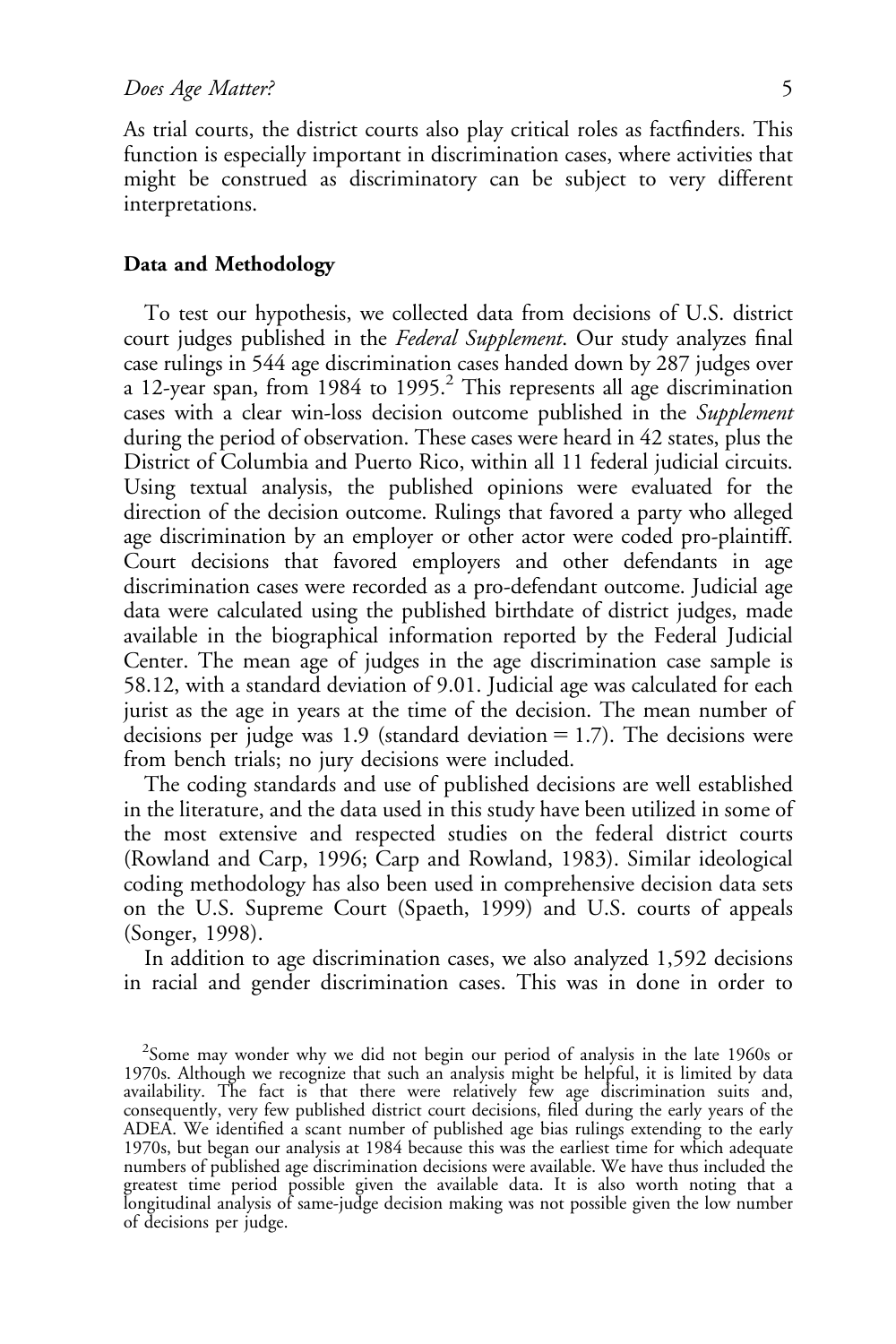As trial courts, the district courts also play critical roles as factfinders. This function is especially important in discrimination cases, where activities that might be construed as discriminatory can be subject to very different interpretations.

## Data and Methodology

To test our hypothesis, we collected data from decisions of U.S. district court judges published in the *Federal Supplement*. Our study analyzes final case rulings in 544 age discrimination cases handed down by 287 judges over a 12-year span, from 1984 to 1995.[2] This represents all age discrimination cases with a clear win-loss decision outcome published in the *Supplement* during the period of observation. These cases were heard in 42 states, plus the District of Columbia and Puerto Rico, within all 11 federal judicial circuits. Using textual analysis, the published opinions were evaluated for the direction of the decision outcome. Rulings that favored a party who alleged age discrimination by an employer or other actor were coded pro-plaintiff. Court decisions that favored employers and other defendants in age discrimination cases were recorded as a pro-defendant outcome. Judicial age data were calculated using the published birthdate of district judges, made available in the biographical information reported by the Federal Judicial Center. The mean age of judges in the age discrimination case sample is 58.12, with a standard deviation of 9.01. Judicial age was calculated for each jurist as the age in years at the time of the decision. The mean number of decisions per judge was 1.9 (standard deviation = 1.7). The decisions were from bench trials; no jury decisions were included.

The coding standards and use of published decisions are well established in the literature, and the data used in this study have been utilized in some of the most extensive and respected studies on the federal district courts (Rowland and Carp, 1996; Carp and Rowland, 1983). Similar ideological coding methodology has also been used in comprehensive decision data sets on the U.S. Supreme Court (Spaeth, 1999) and U.S. courts of appeals (Songer, 1998).

In addition to age discrimination cases, we also analyzed 1,592 decisions in racial and gender discrimination cases. This was in done in order to

[2]Some may wonder why we did not begin our period of analysis in the late 1960s or 1970s. Although we recognize that such an analysis might be helpful, it is limited by data availability. The fact is that there were relatively few age discrimination suits and, consequently, very few published district court decisions, filed during the early years of the ADEA. We identified a scant number of published age bias rulings extending to the early 1970s, but began our analysis at 1984 because this was the earliest time for which adequate numbers of published age discrimination decisions were available. We have thus included the greatest time period possible given the available data. It is also worth noting that a longitudinal analysis of same-judge decision making was not possible given the low number of decisions per judge.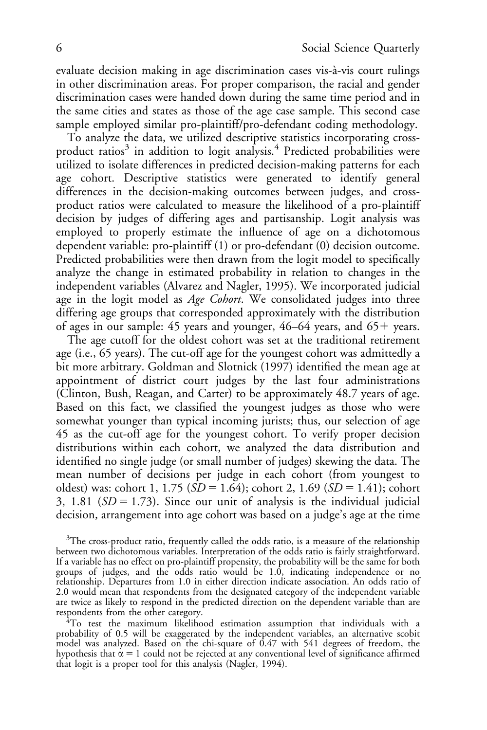evaluate decision making in age discrimination cases vis-à-vis court rulings in other discrimination areas. For proper comparison, the racial and gender discrimination cases were handed down during the same time period and in the same cities and states as those of the age case sample. This second case sample employed similar pro-plaintiff/pro-defendant coding methodology.

To analyze the data, we utilized descriptive statistics incorporating cross-product ratios[3] in addition to logit analysis.[4] Predicted probabilities were utilized to isolate differences in predicted decision-making patterns for each age cohort. Descriptive statistics were generated to identify general differences in the decision-making outcomes between judges, and cross-product ratios were calculated to measure the likelihood of a pro-plaintiff decision by judges of differing ages and partisanship. Logit analysis was employed to properly estimate the influence of age on a dichotomous dependent variable: pro-plaintiff (1) or pro-defendant (0) decision outcome. Predicted probabilities were then drawn from the logit model to specifically analyze the change in estimated probability in relation to changes in the independent variables (Alvarez and Nagler, 1995). We incorporated judicial age in the logit model as *Age Cohort*. We consolidated judges into three differing age groups that corresponded approximately with the distribution of ages in our sample: 45 years and younger, 46–64 years, and 65+ years.

The age cutoff for the oldest cohort was set at the traditional retirement age (i.e., 65 years). The cut-off age for the youngest cohort was admittedly a bit more arbitrary. Goldman and Slotnick (1997) identified the mean age at appointment of district court judges by the last four administrations (Clinton, Bush, Reagan, and Carter) to be approximately 48.7 years of age. Based on this fact, we classified the youngest judges as those who were somewhat younger than typical incoming jurists; thus, our selection of age 45 as the cut-off age for the youngest cohort. To verify proper decision distributions within each cohort, we analyzed the data distribution and identified no single judge (or small number of judges) skewing the data. The mean number of decisions per judge in each cohort (from youngest to oldest) was: cohort 1, 1.75 ($SD = 1.64$); cohort 2, 1.69 ($SD = 1.41$); cohort 3, 1.81 ($SD = 1.73$). Since our unit of analysis is the individual judicial decision, arrangement into age cohort was based on a judge's age at the time

[3]The cross-product ratio, frequently called the odds ratio, is a measure of the relationship between two dichotomous variables. Interpretation of the odds ratio is fairly straightforward. If a variable has no effect on pro-plaintiff propensity, the probability will be the same for both groups of judges, and the odds ratio would be 1.0, indicating independence or no relationship. Departures from 1.0 in either direction indicate association. An odds ratio of 2.0 would mean that respondents from the designated category of the independent variable are twice as likely to respond in the predicted direction on the dependent variable than are respondents from the other category.

[4]To test the maximum likelihood estimation assumption that individuals with a probability of 0.5 will be exaggerated by the independent variables, an alternative scobit model was analyzed. Based on the chi-square of 0.47 with 541 degrees of freedom, the hypothesis that $\alpha = 1$ could not be rejected at any conventional level of significance affirmed that logit is a proper tool for this analysis (Nagler, 1994).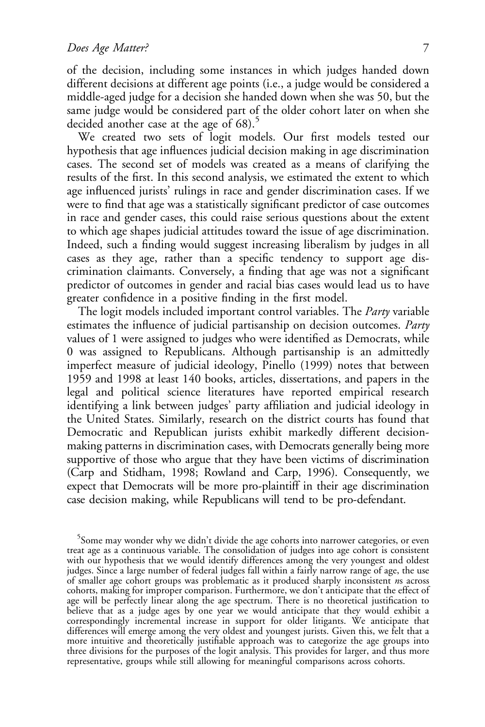of the decision, including some instances in which judges handed down different decisions at different age points (i.e., a judge would be considered a middle-aged judge for a decision she handed down when she was 50, but the same judge would be considered part of the older cohort later on when she decided another case at the age of 68).[5]

We created two sets of logit models. Our first models tested our hypothesis that age influences judicial decision making in age discrimination cases. The second set of models was created as a means of clarifying the results of the first. In this second analysis, we estimated the extent to which age influenced jurists' rulings in race and gender discrimination cases. If we were to find that age was a statistically significant predictor of case outcomes in race and gender cases, this could raise serious questions about the extent to which age shapes judicial attitudes toward the issue of age discrimination. Indeed, such a finding would suggest increasing liberalism by judges in all cases as they age, rather than a specific tendency to support age discrimination claimants. Conversely, a finding that age was not a significant predictor of outcomes in gender and racial bias cases would lead us to have greater confidence in a positive finding in the first model.

The logit models included important control variables. The *Party* variable estimates the influence of judicial partisanship on decision outcomes. *Party* values of 1 were assigned to judges who were identified as Democrats, while 0 was assigned to Republicans. Although partisanship is an admittedly imperfect measure of judicial ideology, Pinello (1999) notes that between 1959 and 1998 at least 140 books, articles, dissertations, and papers in the legal and political science literatures have reported empirical research identifying a link between judges' party affiliation and judicial ideology in the United States. Similarly, research on the district courts has found that Democratic and Republican jurists exhibit markedly different decision-making patterns in discrimination cases, with Democrats generally being more supportive of those who argue that they have been victims of discrimination (Carp and Stidham, 1998; Rowland and Carp, 1996). Consequently, we expect that Democrats will be more pro-plaintiff in their age discrimination case decision making, while Republicans will tend to be pro-defendant.

[5]Some may wonder why we didn't divide the age cohorts into narrower categories, or even treat age as a continuous variable. The consolidation of judges into age cohort is consistent with our hypothesis that we would identify differences among the very youngest and oldest judges. Since a large number of federal judges fall within a fairly narrow range of age, the use of smaller age cohort groups was problematic as it produced sharply inconsistent *n*s across cohorts, making for improper comparison. Furthermore, we don't anticipate that the effect of age will be perfectly linear along the age spectrum. There is no theoretical justification to believe that as a judge ages by one year we would anticipate that they would exhibit a correspondingly incremental increase in support for older litigants. We anticipate that differences will emerge among the very oldest and youngest jurists. Given this, we felt that a more intuitive and theoretically justifiable approach was to categorize the age groups into three divisions for the purposes of the logit analysis. This provides for larger, and thus more representative, groups while still allowing for meaningful comparisons across cohorts.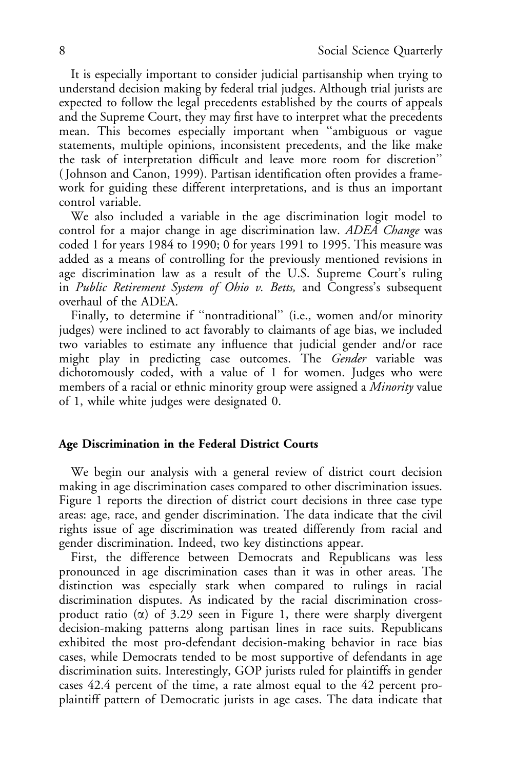It is especially important to consider judicial partisanship when trying to understand decision making by federal trial judges. Although trial jurists are expected to follow the legal precedents established by the courts of appeals and the Supreme Court, they may first have to interpret what the precedents mean. This becomes especially important when ''ambiguous or vague statements, multiple opinions, inconsistent precedents, and the like make the task of interpretation difficult and leave more room for discretion'' (Johnson and Canon, 1999). Partisan identification often provides a framework for guiding these different interpretations, and is thus an important control variable.

We also included a variable in the age discrimination logit model to control for a major change in age discrimination law. *ADEA Change* was coded 1 for years 1984 to 1990; 0 for years 1991 to 1995. This measure was added as a means of controlling for the previously mentioned revisions in age discrimination law as a result of the U.S. Supreme Court's ruling in *Public Retirement System of Ohio v. Betts,* and Congress's subsequent overhaul of the ADEA.

Finally, to determine if ''nontraditional'' (i.e., women and/or minority judges) were inclined to act favorably to claimants of age bias, we included two variables to estimate any influence that judicial gender and/or race might play in predicting case outcomes. The *Gender* variable was dichotomously coded, with a value of 1 for women. Judges who were members of a racial or ethnic minority group were assigned a *Minority* value of 1, while white judges were designated 0.

### Age Discrimination in the Federal District Courts

We begin our analysis with a general review of district court decision making in age discrimination cases compared to other discrimination issues. Figure 1 reports the direction of district court decisions in three case type areas: age, race, and gender discrimination. The data indicate that the civil rights issue of age discrimination was treated differently from racial and gender discrimination. Indeed, two key distinctions appear.

First, the difference between Democrats and Republicans was less pronounced in age discrimination cases than it was in other areas. The distinction was especially stark when compared to rulings in racial discrimination disputes. As indicated by the racial discrimination cross-product ratio ($\alpha$) of 3.29 seen in Figure 1, there were sharply divergent decision-making patterns along partisan lines in race suits. Republicans exhibited the most pro-defendant decision-making behavior in race bias cases, while Democrats tended to be most supportive of defendants in age discrimination suits. Interestingly, GOP jurists ruled for plaintiffs in gender cases 42.4 percent of the time, a rate almost equal to the 42 percent pro-plaintiff pattern of Democratic jurists in age cases. The data indicate that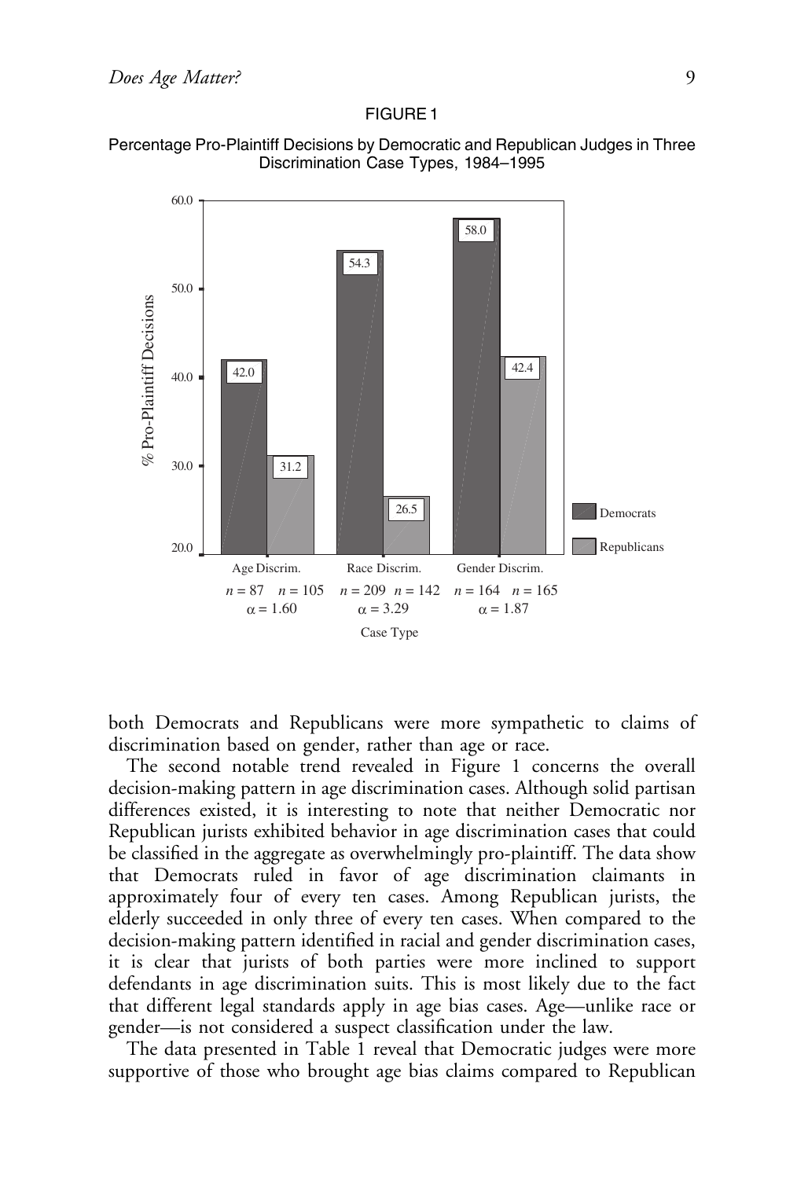FIGURE 1

Percentage Pro-Plaintiff Decisions by Democratic and Republican Judges in Three Discrimination Case Types, 1984–1995

| Case Type | Democrats (%) | Republicans (%) | n (Democrats) | n (Republicans) | $\alpha$ |
|---|---|---|---|---|---|
| Age Discrim. | 42.0 | 31.2 | 87 | 105 | 1.60 |
| Race Discrim. | 54.3 | 26.5 | 209 | 142 | 3.29 |
| Gender Discrim. | 58.0 | 42.4 | 164 | 165 | 1.87 |

both Democrats and Republicans were more sympathetic to claims of discrimination based on gender, rather than age or race.

The second notable trend revealed in Figure 1 concerns the overall decision-making pattern in age discrimination cases. Although solid partisan differences existed, it is interesting to note that neither Democratic nor Republican jurists exhibited behavior in age discrimination cases that could be classified in the aggregate as overwhelmingly pro-plaintiff. The data show that Democrats ruled in favor of age discrimination claimants in approximately four of every ten cases. Among Republican jurists, the elderly succeeded in only three of every ten cases. When compared to the decision-making pattern identified in racial and gender discrimination cases, it is clear that jurists of both parties were more inclined to support defendants in age discrimination suits. This is most likely due to the fact that different legal standards apply in age bias cases. Age—unlike race or gender—is not considered a suspect classification under the law.

The data presented in Table 1 reveal that Democratic judges were more supportive of those who brought age bias claims compared to Republican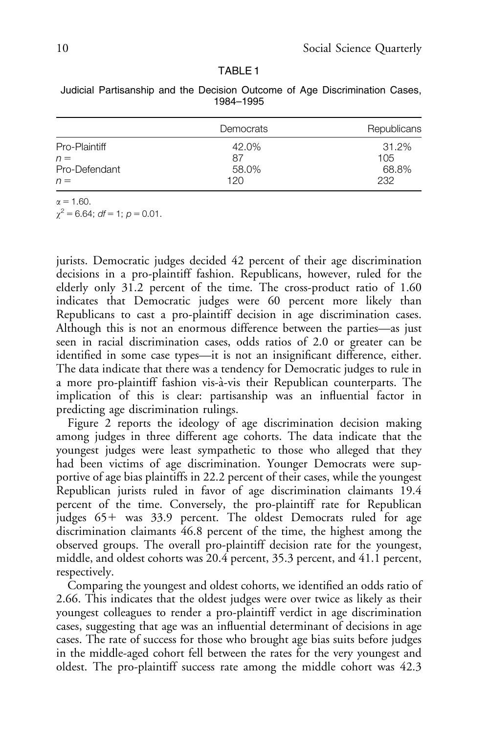TABLE 1

Judicial Partisanship and the Decision Outcome of Age Discrimination Cases, 1984–1995

| | Democrats | Republicans |
|---|---|---|
| Pro-Plaintiff | 42.0% | 31.2% |
| $n =$ | 87 | 105 |
| Pro-Defendant | 58.0% | 68.8% |
| $n =$ | 120 | 232 |

$\alpha = 1.60$.
$\chi^2 = 6.64$; $df = 1$; $p = 0.01$.

jurists. Democratic judges decided 42 percent of their age discrimination decisions in a pro-plaintiff fashion. Republicans, however, ruled for the elderly only 31.2 percent of the time. The cross-product ratio of 1.60 indicates that Democratic judges were 60 percent more likely than Republicans to cast a pro-plaintiff decision in age discrimination cases. Although this is not an enormous difference between the parties—as just seen in racial discrimination cases, odds ratios of 2.0 or greater can be identified in some case types—it is not an insignificant difference, either. The data indicate that there was a tendency for Democratic judges to rule in a more pro-plaintiff fashion vis-à-vis their Republican counterparts. The implication of this is clear: partisanship was an influential factor in predicting age discrimination rulings.

Figure 2 reports the ideology of age discrimination decision making among judges in three different age cohorts. The data indicate that the youngest judges were least sympathetic to those who alleged that they had been victims of age discrimination. Younger Democrats were supportive of age bias plaintiffs in 22.2 percent of their cases, while the youngest Republican jurists ruled in favor of age discrimination claimants 19.4 percent of the time. Conversely, the pro-plaintiff rate for Republican judges 65+ was 33.9 percent. The oldest Democrats ruled for age discrimination claimants 46.8 percent of the time, the highest among the observed groups. The overall pro-plaintiff decision rate for the youngest, middle, and oldest cohorts was 20.4 percent, 35.3 percent, and 41.1 percent, respectively.

Comparing the youngest and oldest cohorts, we identified an odds ratio of 2.66. This indicates that the oldest judges were over twice as likely as their youngest colleagues to render a pro-plaintiff verdict in age discrimination cases, suggesting that age was an influential determinant of decisions in age cases. The rate of success for those who brought age bias suits before judges in the middle-aged cohort fell between the rates for the very youngest and oldest. The pro-plaintiff success rate among the middle cohort was 42.3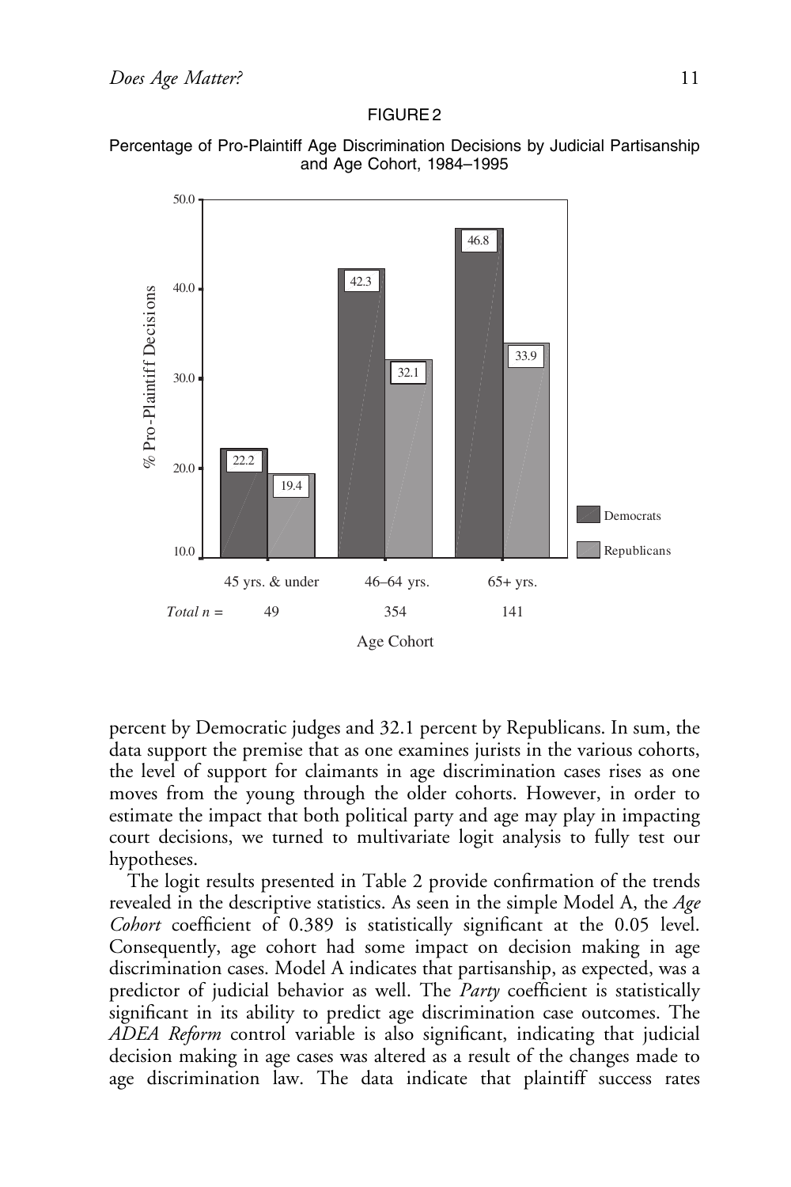FIGURE 2

Percentage of Pro-Plaintiff Age Discrimination Decisions by Judicial Partisanship and Age Cohort, 1984–1995

| Age Cohort | Democrats | Republicans | Total n |
|---|---|---|---|
| 45 yrs. & under | 22.2 | 19.4 | 49 |
| 46–64 yrs. | 42.3 | 32.1 | 354 |
| 65+ yrs. | 46.8 | 33.9 | 141 |

percent by Democratic judges and 32.1 percent by Republicans. In sum, the data support the premise that as one examines jurists in the various cohorts, the level of support for claimants in age discrimination cases rises as one moves from the young through the older cohorts. However, in order to estimate the impact that both political party and age may play in impacting court decisions, we turned to multivariate logit analysis to fully test our hypotheses.

The logit results presented in Table 2 provide confirmation of the trends revealed in the descriptive statistics. As seen in the simple Model A, the *Age Cohort* coefficient of 0.389 is statistically significant at the 0.05 level. Consequently, age cohort had some impact on decision making in age discrimination cases. Model A indicates that partisanship, as expected, was a predictor of judicial behavior as well. The *Party* coefficient is statistically significant in its ability to predict age discrimination case outcomes. The *ADEA Reform* control variable is also significant, indicating that judicial decision making in age cases was altered as a result of the changes made to age discrimination law. The data indicate that plaintiff success rates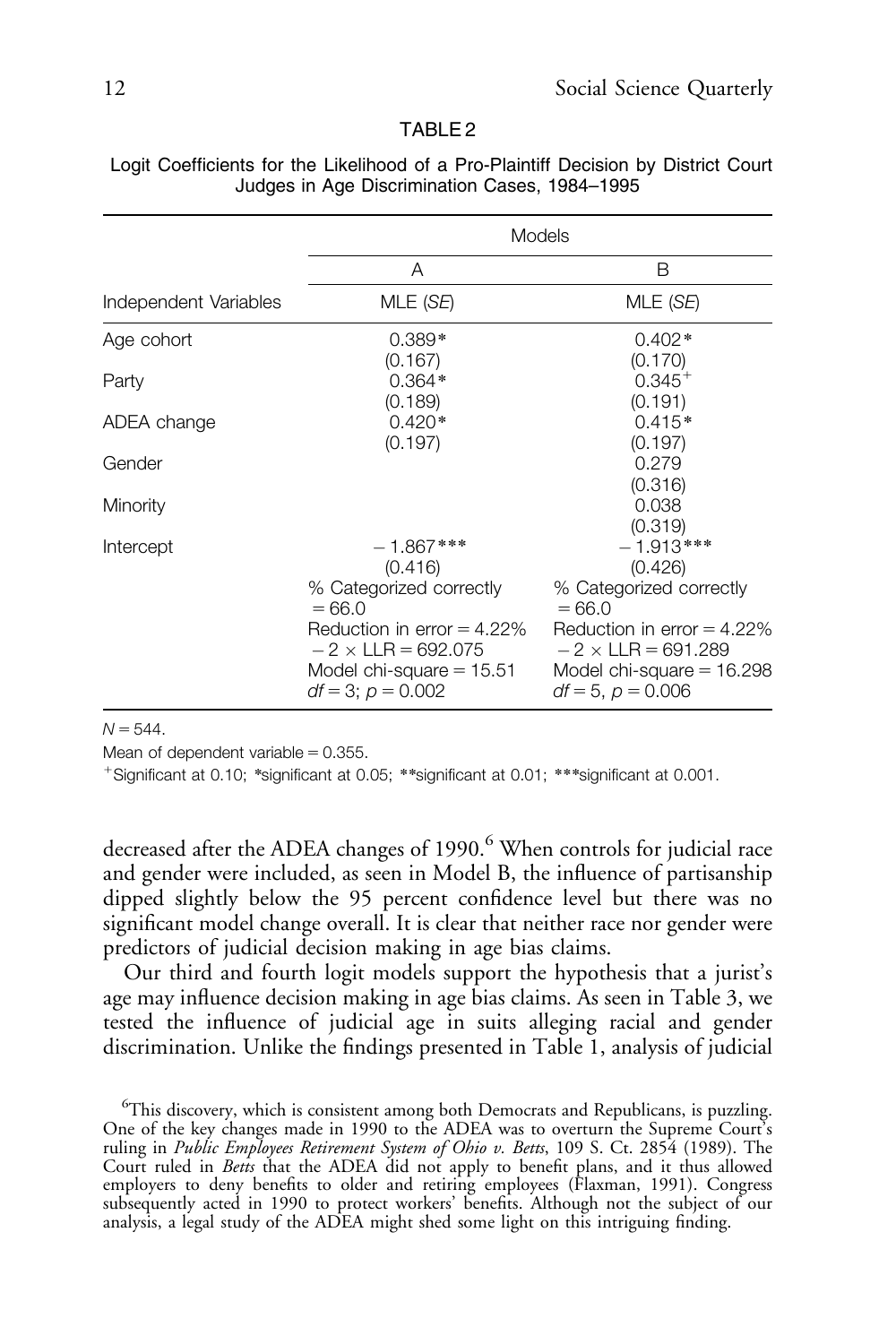TABLE 2

Logit Coefficients for the Likelihood of a Pro-Plaintiff Decision by District Court Judges in Age Discrimination Cases, 1984–1995

| | Models | |
|---|---|---|
| | A | B |
| Independent Variables | MLE (*SE*) | MLE (*SE*) |
| Age cohort | 0.389* (0.167) | 0.402* (0.170) |
| Party | 0.364* (0.189) | 0.345$^{+}$ (0.191) |
| ADEA change | 0.420* (0.197) | 0.415* (0.197) |
| Gender | | 0.279 (0.316) |
| Minority | | 0.038 (0.319) |
| Intercept | −1.867*** (0.416) | −1.913*** (0.426) |
| | % Categorized correctly = 66.0 | % Categorized correctly = 66.0 |
| | Reduction in error = 4.22% | Reduction in error = 4.22% |
| | $-2 \times$ LLR = 692.075 | $-2 \times$ LLR = 691.289 |
| | Model chi-square = 15.51 | Model chi-square = 16.298 |
| | $df = 3$; $p = 0.002$ | $df = 5$, $p = 0.006$ |

$N = 544$.

Mean of dependent variable = 0.355.

$^{+}$Significant at 0.10; *significant at 0.05; **significant at 0.01; ***significant at 0.001.

decreased after the ADEA changes of 1990.[6] When controls for judicial race and gender were included, as seen in Model B, the influence of partisanship dipped slightly below the 95 percent confidence level but there was no significant model change overall. It is clear that neither race nor gender were predictors of judicial decision making in age bias claims.

Our third and fourth logit models support the hypothesis that a jurist's age may influence decision making in age bias claims. As seen in Table 3, we tested the influence of judicial age in suits alleging racial and gender discrimination. Unlike the findings presented in Table 1, analysis of judicial

[6]This discovery, which is consistent among both Democrats and Republicans, is puzzling. One of the key changes made in 1990 to the ADEA was to overturn the Supreme Court's ruling in *Public Employees Retirement System of Ohio v. Betts*, 109 S. Ct. 2854 (1989). The Court ruled in *Betts* that the ADEA did not apply to benefit plans, and it thus allowed employers to deny benefits to older and retiring employees (Flaxman, 1991). Congress subsequently acted in 1990 to protect workers' benefits. Although not the subject of our analysis, a legal study of the ADEA might shed some light on this intriguing finding.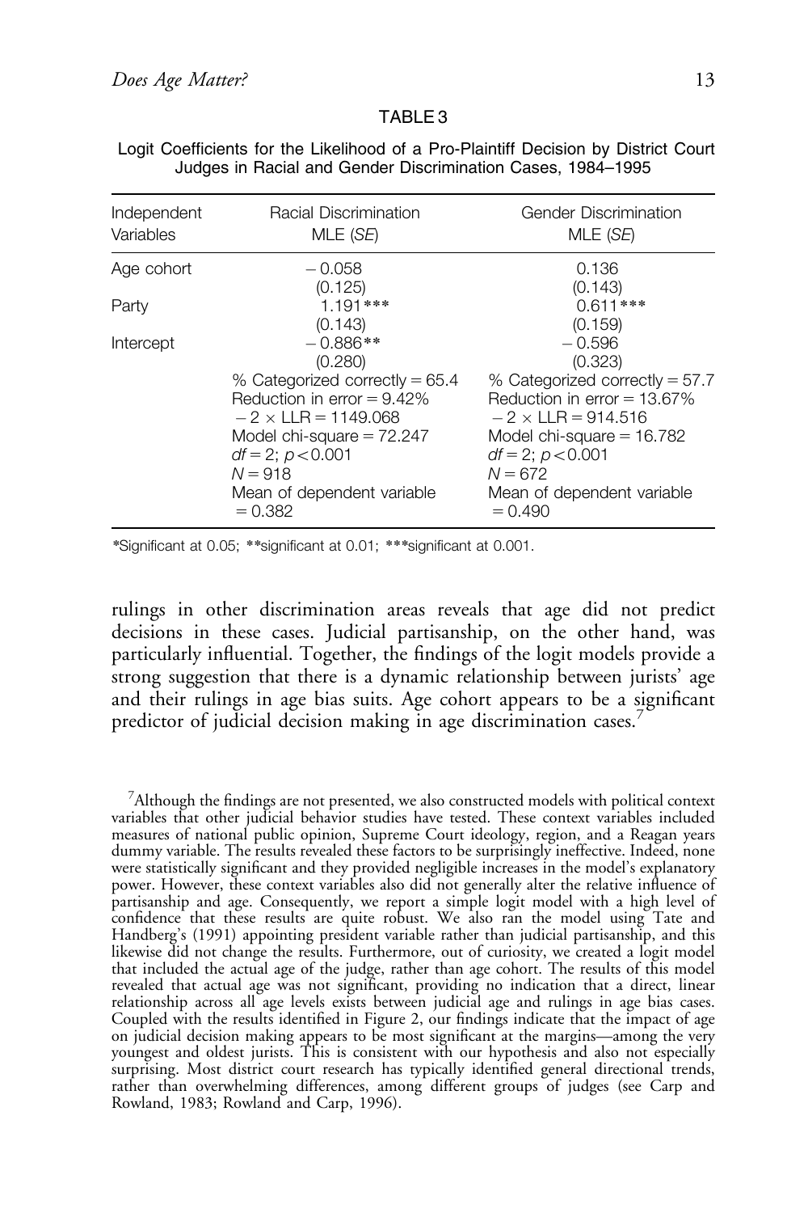TABLE 3

Logit Coefficients for the Likelihood of a Pro-Plaintiff Decision by District Court Judges in Racial and Gender Discrimination Cases, 1984–1995

| Independent Variables | Racial Discrimination MLE (*SE*) | Gender Discrimination MLE (*SE*) |
|---|---|---|
| Age cohort | −0.058 | 0.136 |
| | (0.125) | (0.143) |
| Party | 1.191*** | 0.611*** |
| | (0.143) | (0.159) |
| Intercept | −0.886** | −0.596 |
| | (0.280) | (0.323) |
| | % Categorized correctly = 65.4 | % Categorized correctly = 57.7 |
| | Reduction in error = 9.42% | Reduction in error = 13.67% |
| | $-2 \times$ LLR = 1149.068 | $-2 \times$ LLR = 914.516 |
| | Model chi-square = 72.247 | Model chi-square = 16.782 |
| | $df = 2$; $p < 0.001$ | $df = 2$; $p < 0.001$ |
| | $N = 918$ | $N = 672$ |
| | Mean of dependent variable = 0.382 | Mean of dependent variable = 0.490 |

*Significant at 0.05; **significant at 0.01; ***significant at 0.001.

rulings in other discrimination areas reveals that age did not predict decisions in these cases. Judicial partisanship, on the other hand, was particularly influential. Together, the findings of the logit models provide a strong suggestion that there is a dynamic relationship between jurists' age and their rulings in age bias suits. Age cohort appears to be a significant predictor of judicial decision making in age discrimination cases.[7]

[7]Although the findings are not presented, we also constructed models with political context variables that other judicial behavior studies have tested. These context variables included measures of national public opinion, Supreme Court ideology, region, and a Reagan years dummy variable. The results revealed these factors to be surprisingly ineffective. Indeed, none were statistically significant and they provided negligible increases in the model's explanatory power. However, these context variables also did not generally alter the relative influence of partisanship and age. Consequently, we report a simple logit model with a high level of confidence that these results are quite robust. We also ran the model using Tate and Handberg's (1991) appointing president variable rather than judicial partisanship, and this likewise did not change the results. Furthermore, out of curiosity, we created a logit model that included the actual age of the judge, rather than age cohort. The results of this model revealed that actual age was not significant, providing no indication that a direct, linear relationship across all age levels exists between judicial age and rulings in age bias cases. Coupled with the results identified in Figure 2, our findings indicate that the impact of age on judicial decision making appears to be most significant at the margins—among the very youngest and oldest jurists. This is consistent with our hypothesis and also not especially surprising. Most district court research has typically identified general directional trends, rather than overwhelming differences, among different groups of judges (see Carp and Rowland, 1983; Rowland and Carp, 1996).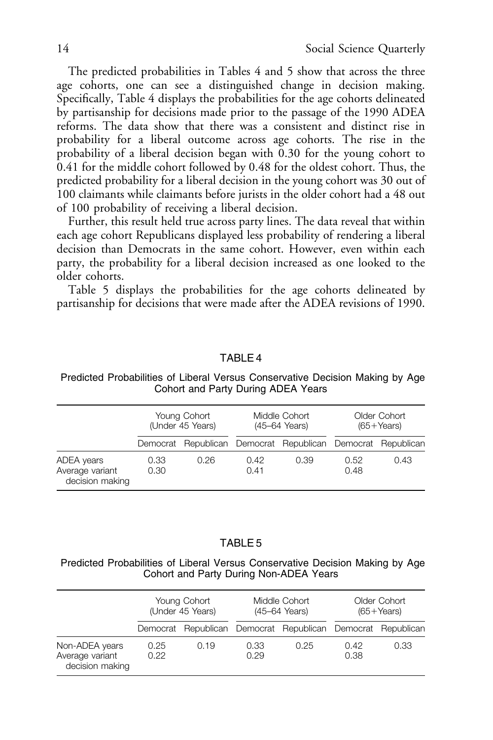The predicted probabilities in Tables 4 and 5 show that across the three age cohorts, one can see a distinguished change in decision making. Specifically, Table 4 displays the probabilities for the age cohorts delineated by partisanship for decisions made prior to the passage of the 1990 ADEA reforms. The data show that there was a consistent and distinct rise in probability for a liberal outcome across age cohorts. The rise in the probability of a liberal decision began with 0.30 for the young cohort to 0.41 for the middle cohort followed by 0.48 for the oldest cohort. Thus, the predicted probability for a liberal decision in the young cohort was 30 out of 100 claimants while claimants before jurists in the older cohort had a 48 out of 100 probability of receiving a liberal decision.

Further, this result held true across party lines. The data reveal that within each age cohort Republicans displayed less probability of rendering a liberal decision than Democrats in the same cohort. However, even within each party, the probability for a liberal decision increased as one looked to the older cohorts.

Table 5 displays the probabilities for the age cohorts delineated by partisanship for decisions that were made after the ADEA revisions of 1990.

TABLE 4

Predicted Probabilities of Liberal Versus Conservative Decision Making by Age Cohort and Party During ADEA Years

| | Young Cohort (Under 45 Years) | | Middle Cohort (45–64 Years) | | Older Cohort (65+Years) | |
|---|---|---|---|---|---|---|
| | Democrat | Republican | Democrat | Republican | Democrat | Republican |
| ADEA years | 0.33 | 0.26 | 0.42 | 0.39 | 0.52 | 0.43 |
| Average variant decision making | 0.30 | | 0.41 | | 0.48 | |

TABLE 5

Predicted Probabilities of Liberal Versus Conservative Decision Making by Age Cohort and Party During Non-ADEA Years

| | Young Cohort (Under 45 Years) | | Middle Cohort (45–64 Years) | | Older Cohort (65+Years) | |
|---|---|---|---|---|---|---|
| | Democrat | Republican | Democrat | Republican | Democrat | Republican |
| Non-ADEA years | 0.25 | 0.19 | 0.33 | 0.25 | 0.42 | 0.33 |
| Average variant decision making | 0.22 | | 0.29 | | 0.38 | |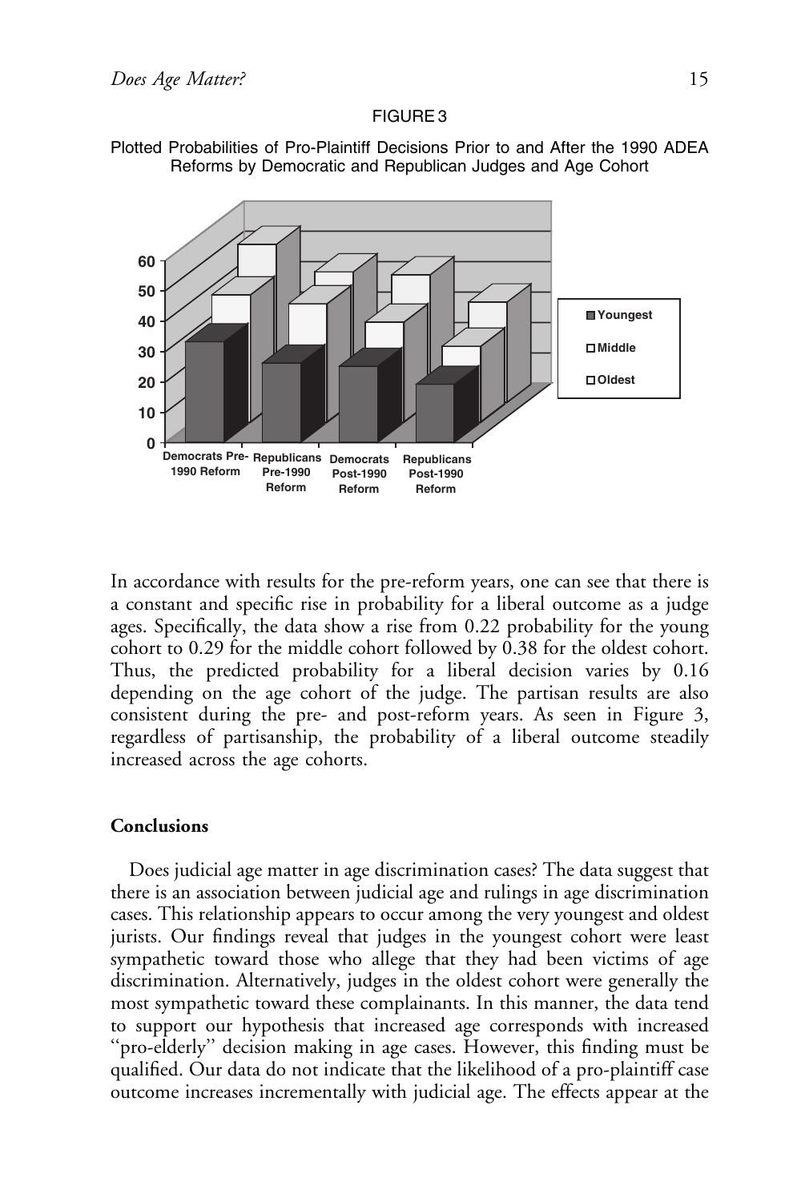FIGURE 3

Plotted Probabilities of Pro-Plaintiff Decisions Prior to and After the 1990 ADEA Reforms by Democratic and Republican Judges and Age Cohort

In accordance with results for the pre-reform years, one can see that there is a constant and specific rise in probability for a liberal outcome as a judge ages. Specifically, the data show a rise from 0.22 probability for the young cohort to 0.29 for the middle cohort followed by 0.38 for the oldest cohort. Thus, the predicted probability for a liberal decision varies by 0.16 depending on the age cohort of the judge. The partisan results are also consistent during the pre- and post-reform years. As seen in Figure 3, regardless of partisanship, the probability of a liberal outcome steadily increased across the age cohorts.

### Conclusions

Does judicial age matter in age discrimination cases? The data suggest that there is an association between judicial age and rulings in age discrimination cases. This relationship appears to occur among the very youngest and oldest jurists. Our findings reveal that judges in the youngest cohort were least sympathetic toward those who allege that they had been victims of age discrimination. Alternatively, judges in the oldest cohort were generally the most sympathetic toward these complainants. In this manner, the data tend to support our hypothesis that increased age corresponds with increased "pro-elderly" decision making in age cases. However, this finding must be qualified. Our data do not indicate that the likelihood of a pro-plaintiff case outcome increases incrementally with judicial age. The effects appear at the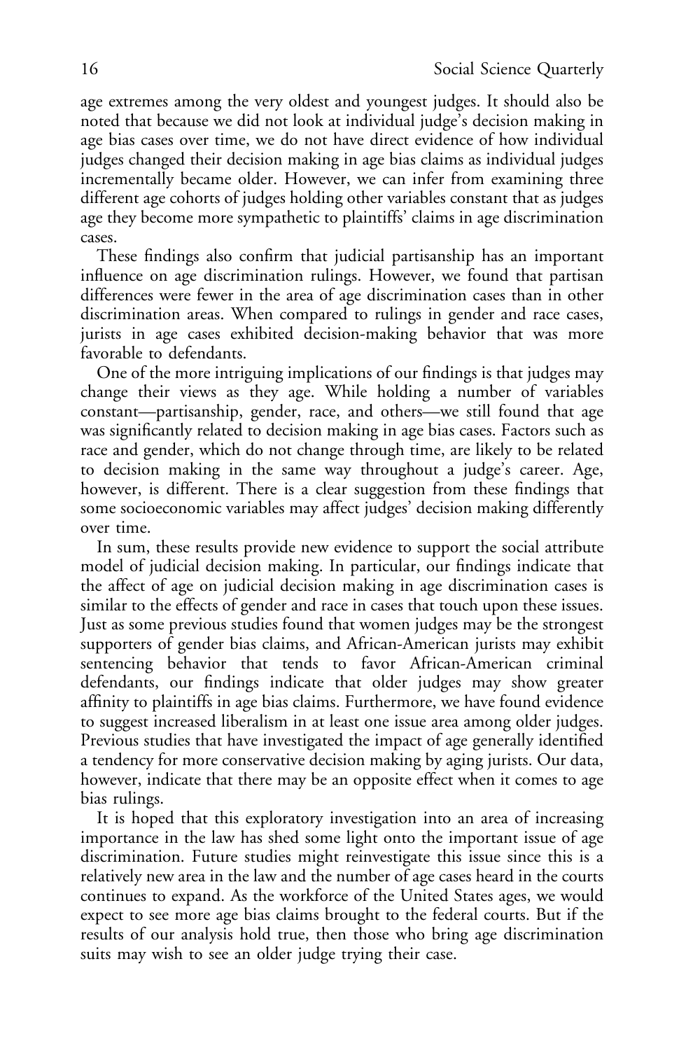age extremes among the very oldest and youngest judges. It should also be noted that because we did not look at individual judge's decision making in age bias cases over time, we do not have direct evidence of how individual judges changed their decision making in age bias claims as individual judges incrementally became older. However, we can infer from examining three different age cohorts of judges holding other variables constant that as judges age they become more sympathetic to plaintiffs' claims in age discrimination cases.

These findings also confirm that judicial partisanship has an important influence on age discrimination rulings. However, we found that partisan differences were fewer in the area of age discrimination cases than in other discrimination areas. When compared to rulings in gender and race cases, jurists in age cases exhibited decision-making behavior that was more favorable to defendants.

One of the more intriguing implications of our findings is that judges may change their views as they age. While holding a number of variables constant—partisanship, gender, race, and others—we still found that age was significantly related to decision making in age bias cases. Factors such as race and gender, which do not change through time, are likely to be related to decision making in the same way throughout a judge's career. Age, however, is different. There is a clear suggestion from these findings that some socioeconomic variables may affect judges' decision making differently over time.

In sum, these results provide new evidence to support the social attribute model of judicial decision making. In particular, our findings indicate that the affect of age on judicial decision making in age discrimination cases is similar to the effects of gender and race in cases that touch upon these issues. Just as some previous studies found that women judges may be the strongest supporters of gender bias claims, and African-American jurists may exhibit sentencing behavior that tends to favor African-American criminal defendants, our findings indicate that older judges may show greater affinity to plaintiffs in age bias claims. Furthermore, we have found evidence to suggest increased liberalism in at least one issue area among older judges. Previous studies that have investigated the impact of age generally identified a tendency for more conservative decision making by aging jurists. Our data, however, indicate that there may be an opposite effect when it comes to age bias rulings.

It is hoped that this exploratory investigation into an area of increasing importance in the law has shed some light onto the important issue of age discrimination. Future studies might reinvestigate this issue since this is a relatively new area in the law and the number of age cases heard in the courts continues to expand. As the workforce of the United States ages, we would expect to see more age bias claims brought to the federal courts. But if the results of our analysis hold true, then those who bring age discrimination suits may wish to see an older judge trying their case.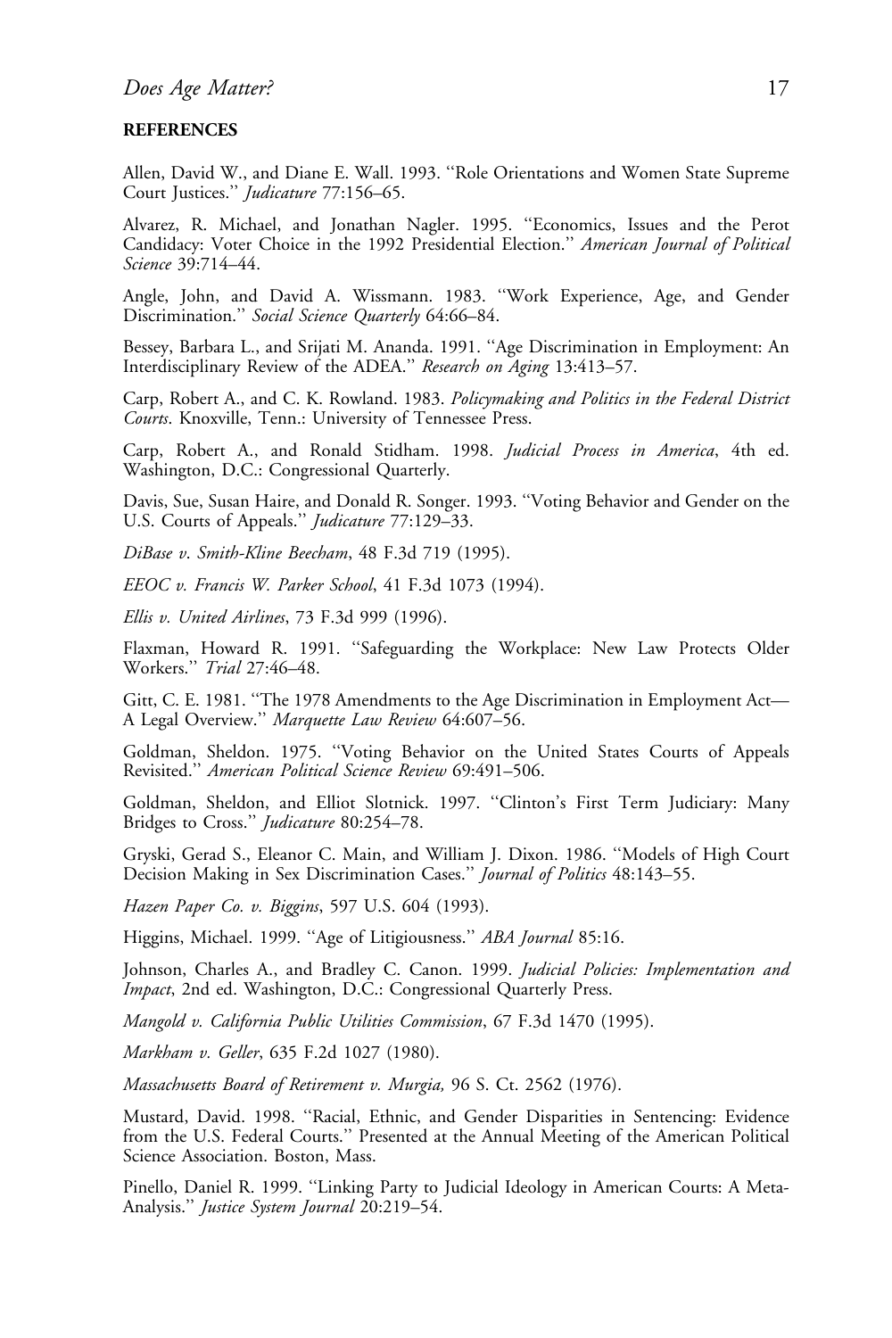**REFERENCES**

Allen, David W., and Diane E. Wall. 1993. ''Role Orientations and Women State Supreme Court Justices.'' *Judicature* 77:156–65.

Alvarez, R. Michael, and Jonathan Nagler. 1995. ''Economics, Issues and the Perot Candidacy: Voter Choice in the 1992 Presidential Election.'' *American Journal of Political Science* 39:714–44.

Angle, John, and David A. Wissmann. 1983. ''Work Experience, Age, and Gender Discrimination.'' *Social Science Quarterly* 64:66–84.

Bessey, Barbara L., and Srijati M. Ananda. 1991. ''Age Discrimination in Employment: An Interdisciplinary Review of the ADEA.'' *Research on Aging* 13:413–57.

Carp, Robert A., and C. K. Rowland. 1983. *Policymaking and Politics in the Federal District Courts*. Knoxville, Tenn.: University of Tennessee Press.

Carp, Robert A., and Ronald Stidham. 1998. *Judicial Process in America*, 4th ed. Washington, D.C.: Congressional Quarterly.

Davis, Sue, Susan Haire, and Donald R. Songer. 1993. ''Voting Behavior and Gender on the U.S. Courts of Appeals.'' *Judicature* 77:129–33.

*DiBase v. Smith-Kline Beecham*, 48 F.3d 719 (1995).

*EEOC v. Francis W. Parker School*, 41 F.3d 1073 (1994).

*Ellis v. United Airlines*, 73 F.3d 999 (1996).

Flaxman, Howard R. 1991. ''Safeguarding the Workplace: New Law Protects Older Workers.'' *Trial* 27:46–48.

Gitt, C. E. 1981. ''The 1978 Amendments to the Age Discrimination in Employment Act—A Legal Overview.'' *Marquette Law Review* 64:607–56.

Goldman, Sheldon. 1975. ''Voting Behavior on the United States Courts of Appeals Revisited.'' *American Political Science Review* 69:491–506.

Goldman, Sheldon, and Elliot Slotnick. 1997. ''Clinton's First Term Judiciary: Many Bridges to Cross.'' *Judicature* 80:254–78.

Gryski, Gerad S., Eleanor C. Main, and William J. Dixon. 1986. ''Models of High Court Decision Making in Sex Discrimination Cases.'' *Journal of Politics* 48:143–55.

*Hazen Paper Co. v. Biggins*, 597 U.S. 604 (1993).

Higgins, Michael. 1999. ''Age of Litigiousness.'' *ABA Journal* 85:16.

Johnson, Charles A., and Bradley C. Canon. 1999. *Judicial Policies: Implementation and Impact*, 2nd ed. Washington, D.C.: Congressional Quarterly Press.

*Mangold v. California Public Utilities Commission*, 67 F.3d 1470 (1995).

*Markham v. Geller*, 635 F.2d 1027 (1980).

*Massachusetts Board of Retirement v. Murgia,* 96 S. Ct. 2562 (1976).

Mustard, David. 1998. ''Racial, Ethnic, and Gender Disparities in Sentencing: Evidence from the U.S. Federal Courts.'' Presented at the Annual Meeting of the American Political Science Association. Boston, Mass.

Pinello, Daniel R. 1999. ''Linking Party to Judicial Ideology in American Courts: A Meta-Analysis.'' *Justice System Journal* 20:219–54.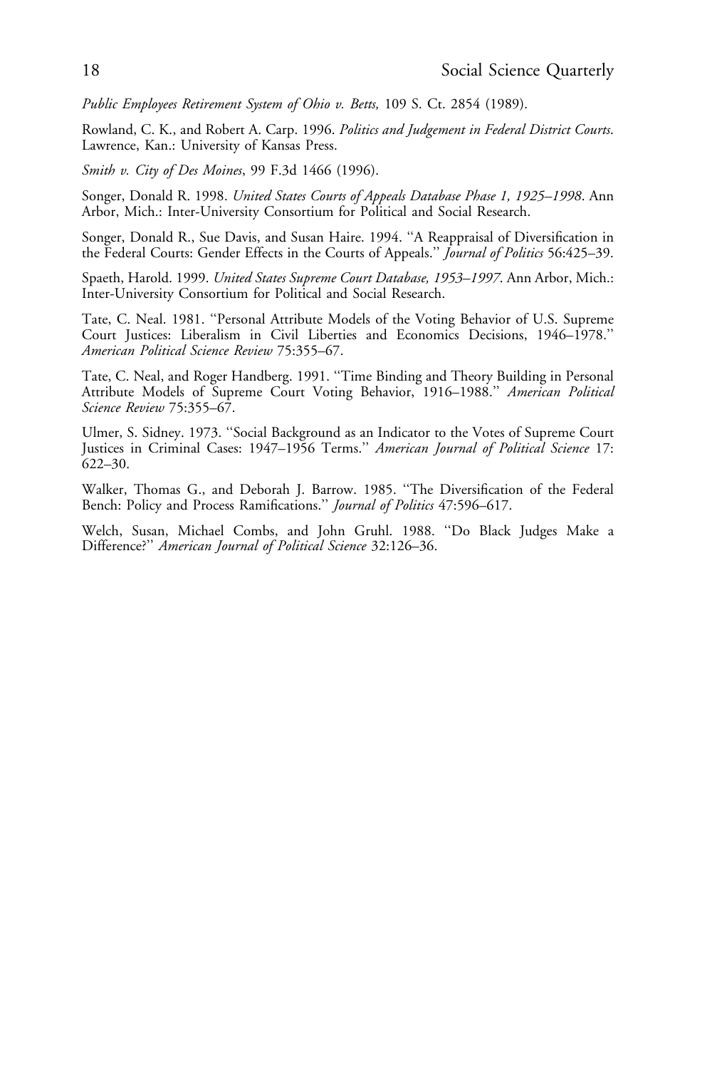*Public Employees Retirement System of Ohio v. Betts,* 109 S. Ct. 2854 (1989).

Rowland, C. K., and Robert A. Carp. 1996. *Politics and Judgement in Federal District Courts*. Lawrence, Kan.: University of Kansas Press.

*Smith v. City of Des Moines*, 99 F.3d 1466 (1996).

Songer, Donald R. 1998. *United States Courts of Appeals Database Phase 1, 1925–1998*. Ann Arbor, Mich.: Inter-University Consortium for Political and Social Research.

Songer, Donald R., Sue Davis, and Susan Haire. 1994. ''A Reappraisal of Diversification in the Federal Courts: Gender Effects in the Courts of Appeals.'' *Journal of Politics* 56:425–39.

Spaeth, Harold. 1999. *United States Supreme Court Database, 1953–1997*. Ann Arbor, Mich.: Inter-University Consortium for Political and Social Research.

Tate, C. Neal. 1981. ''Personal Attribute Models of the Voting Behavior of U.S. Supreme Court Justices: Liberalism in Civil Liberties and Economics Decisions, 1946–1978.'' *American Political Science Review* 75:355–67.

Tate, C. Neal, and Roger Handberg. 1991. ''Time Binding and Theory Building in Personal Attribute Models of Supreme Court Voting Behavior, 1916–1988.'' *American Political Science Review* 75:355–67.

Ulmer, S. Sidney. 1973. ''Social Background as an Indicator to the Votes of Supreme Court Justices in Criminal Cases: 1947–1956 Terms.'' *American Journal of Political Science* 17: 622–30.

Walker, Thomas G., and Deborah J. Barrow. 1985. ''The Diversification of the Federal Bench: Policy and Process Ramifications.'' *Journal of Politics* 47:596–617.

Welch, Susan, Michael Combs, and John Gruhl. 1988. ''Do Black Judges Make a Difference?'' *American Journal of Political Science* 32:126–36.